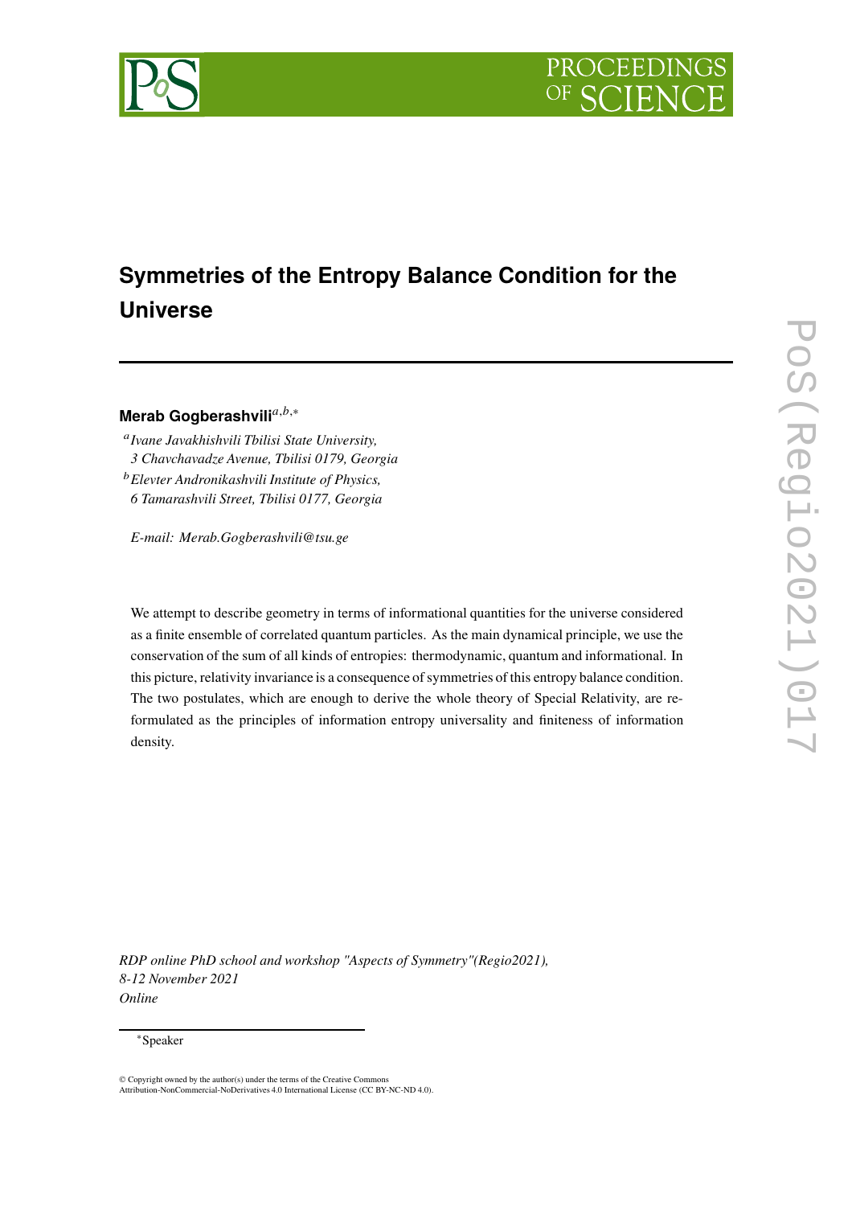# Symmetries of the Entropy Balance Condition for the Universe

**Merab Gogberashvili**[a,b,*]

[a] *Ivane Javakhishvili Tbilisi State University, 3 Chavchavadze Avenue, Tbilisi 0179, Georgia*

[b] *Elevter Andronikashvili Institute of Physics, 6 Tamarashvili Street, Tbilisi 0177, Georgia*

*E-mail:* *Merab.Gogberashvili@tsu.ge*

We attempt to describe geometry in terms of informational quantities for the universe considered as a finite ensemble of correlated quantum particles. As the main dynamical principle, we use the conservation of the sum of all kinds of entropies: thermodynamic, quantum and informational. In this picture, relativity invariance is a consequence of symmetries of this entropy balance condition. The two postulates, which are enough to derive the whole theory of Special Relativity, are reformulated as the principles of information entropy universality and finiteness of information density.

*RDP online PhD school and workshop "Aspects of Symmetry"(Regio2021), 8-12 November 2021 Online*

[*] Speaker

© Copyright owned by the author(s) under the terms of the Creative Commons Attribution-NonCommercial-NoDerivatives 4.0 International License (CC BY-NC-ND 4.0).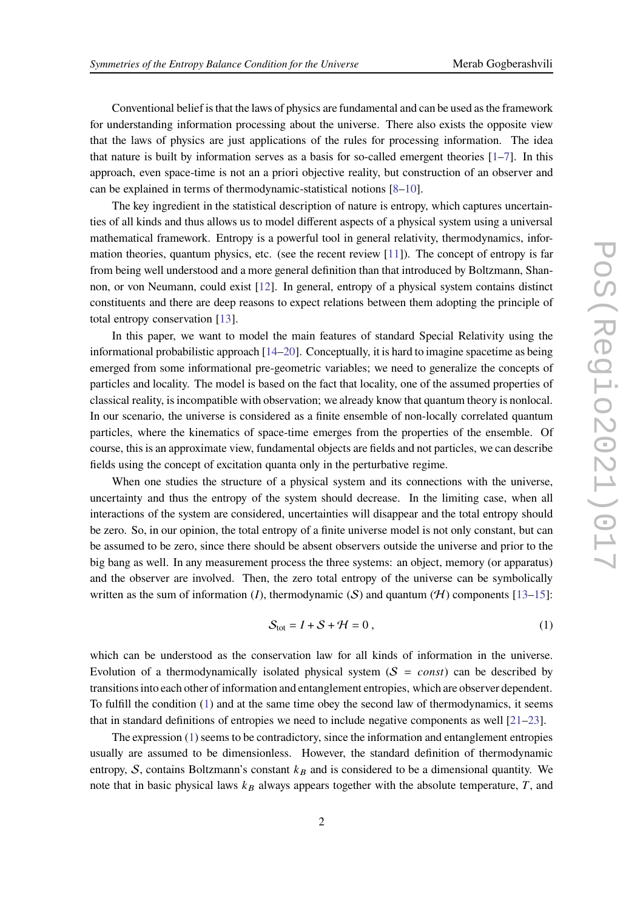Conventional belief is that the laws of physics are fundamental and can be used as the framework for understanding information processing about the universe. There also exists the opposite view that the laws of physics are just applications of the rules for processing information. The idea that nature is built by information serves as a basis for so-called emergent theories [1–7]. In this approach, even space-time is not an a priori objective reality, but construction of an observer and can be explained in terms of thermodynamic-statistical notions [8–10].

The key ingredient in the statistical description of nature is entropy, which captures uncertainties of all kinds and thus allows us to model different aspects of a physical system using a universal mathematical framework. Entropy is a powerful tool in general relativity, thermodynamics, information theories, quantum physics, etc. (see the recent review [11]). The concept of entropy is far from being well understood and a more general definition than that introduced by Boltzmann, Shannon, or von Neumann, could exist [12]. In general, entropy of a physical system contains distinct constituents and there are deep reasons to expect relations between them adopting the principle of total entropy conservation [13].

In this paper, we want to model the main features of standard Special Relativity using the informational probabilistic approach [14–20]. Conceptually, it is hard to imagine spacetime as being emerged from some informational pre-geometric variables; we need to generalize the concepts of particles and locality. The model is based on the fact that locality, one of the assumed properties of classical reality, is incompatible with observation; we already know that quantum theory is nonlocal. In our scenario, the universe is considered as a finite ensemble of non-locally correlated quantum particles, where the kinematics of space-time emerges from the properties of the ensemble. Of course, this is an approximate view, fundamental objects are fields and not particles, we can describe fields using the concept of excitation quanta only in the perturbative regime.

When one studies the structure of a physical system and its connections with the universe, uncertainty and thus the entropy of the system should decrease. In the limiting case, when all interactions of the system are considered, uncertainties will disappear and the total entropy should be zero. So, in our opinion, the total entropy of a finite universe model is not only constant, but can be assumed to be zero, since there should be absent observers outside the universe and prior to the big bang as well. In any measurement process the three systems: an object, memory (or apparatus) and the observer are involved. Then, the zero total entropy of the universe can be symbolically written as the sum of information ($I$), thermodynamic ($\mathcal{S}$) and quantum ($\mathcal{H}$) components [13–15]:

$$
\mathcal{S}_{\text{tot}} = I + \mathcal{S} + \mathcal{H} = 0 \, , \tag{1}
$$

which can be understood as the conservation law for all kinds of information in the universe. Evolution of a thermodynamically isolated physical system ($\mathcal{S} = const$) can be described by transitions into each other of information and entanglement entropies, which are observer dependent. To fulfill the condition (1) and at the same time obey the second law of thermodynamics, it seems that in standard definitions of entropies we need to include negative components as well [21–23].

The expression (1) seems to be contradictory, since the information and entanglement entropies usually are assumed to be dimensionless. However, the standard definition of thermodynamic entropy, $\mathcal{S}$, contains Boltzmann's constant $k_B$ and is considered to be a dimensional quantity. We note that in basic physical laws $k_B$ always appears together with the absolute temperature, $T$, and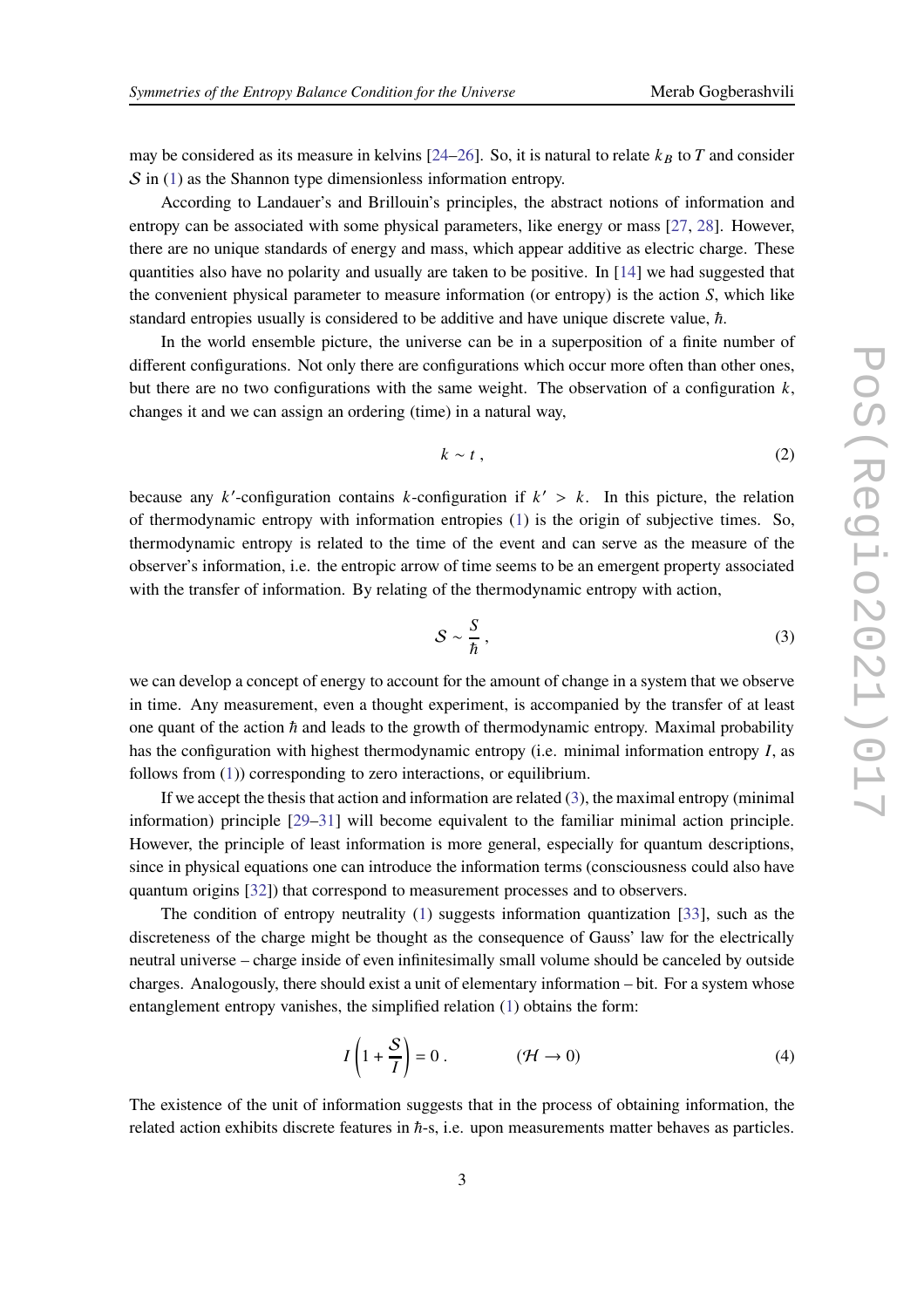may be considered as its measure in kelvins [24–26]. So, it is natural to relate $k_B$ to $T$ and consider $\mathcal{S}$ in (1) as the Shannon type dimensionless information entropy.

According to Landauer's and Brillouin's principles, the abstract notions of information and entropy can be associated with some physical parameters, like energy or mass [27, 28]. However, there are no unique standards of energy and mass, which appear additive as electric charge. These quantities also have no polarity and usually are taken to be positive. In [14] we had suggested that the convenient physical parameter to measure information (or entropy) is the action $S$, which like standard entropies usually is considered to be additive and have unique discrete value, $\hbar$.

In the world ensemble picture, the universe can be in a superposition of a finite number of different configurations. Not only there are configurations which occur more often than other ones, but there are no two configurations with the same weight. The observation of a configuration $k$, changes it and we can assign an ordering (time) in a natural way,

$$k \sim t\,, \tag{2}$$

because any $k'$-configuration contains $k$-configuration if $k' > k$. In this picture, the relation of thermodynamic entropy with information entropies (1) is the origin of subjective times. So, thermodynamic entropy is related to the time of the event and can serve as the measure of the observer's information, i.e. the entropic arrow of time seems to be an emergent property associated with the transfer of information. By relating of the thermodynamic entropy with action,

$$\mathcal{S} \sim \frac{S}{\hbar}\,, \tag{3}$$

we can develop a concept of energy to account for the amount of change in a system that we observe in time. Any measurement, even a thought experiment, is accompanied by the transfer of at least one quant of the action $\hbar$ and leads to the growth of thermodynamic entropy. Maximal probability has the configuration with highest thermodynamic entropy (i.e. minimal information entropy $I$, as follows from (1)) corresponding to zero interactions, or equilibrium.

If we accept the thesis that action and information are related (3), the maximal entropy (minimal information) principle [29–31] will become equivalent to the familiar minimal action principle. However, the principle of least information is more general, especially for quantum descriptions, since in physical equations one can introduce the information terms (consciousness could also have quantum origins [32]) that correspond to measurement processes and to observers.

The condition of entropy neutrality (1) suggests information quantization [33], such as the discreteness of the charge might be thought as the consequence of Gauss' law for the electrically neutral universe – charge inside of even infinitesimally small volume should be canceled by outside charges. Analogously, there should exist a unit of elementary information – bit. For a system whose entanglement entropy vanishes, the simplified relation (1) obtains the form:

$$I\left(1 + \frac{\mathcal{S}}{I}\right) = 0\,. \qquad\qquad (\mathcal{H} \to 0) \tag{4}$$

The existence of the unit of information suggests that in the process of obtaining information, the related action exhibits discrete features in $\hbar$-s, i.e. upon measurements matter behaves as particles.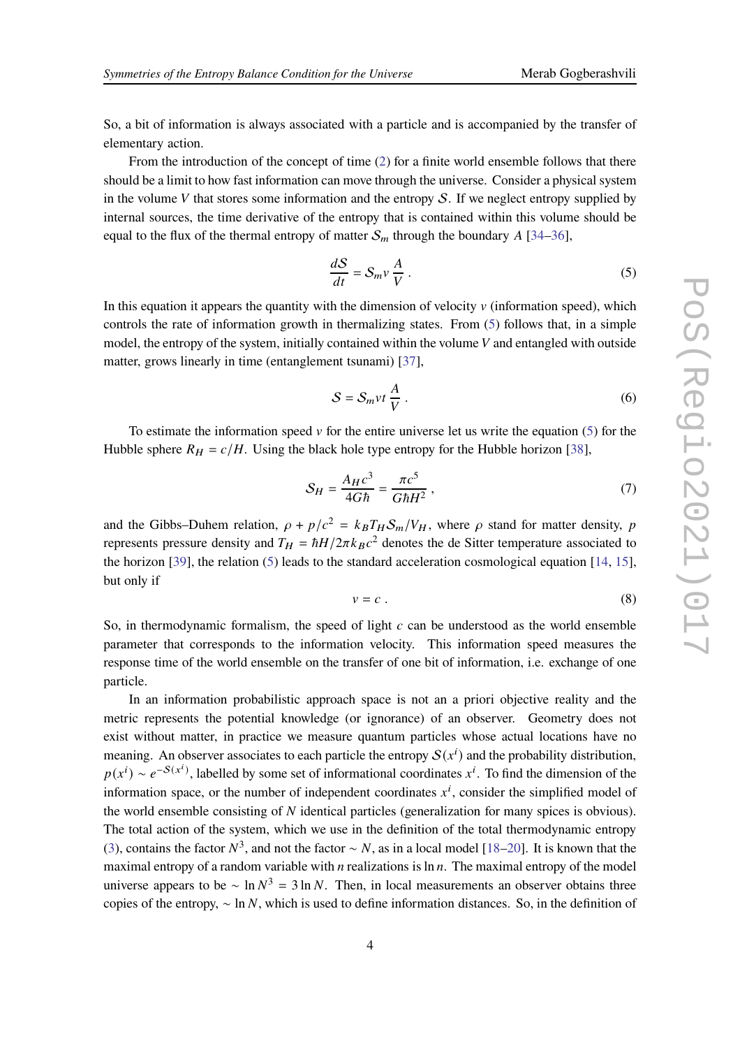So, a bit of information is always associated with a particle and is accompanied by the transfer of elementary action.

From the introduction of the concept of time (2) for a finite world ensemble follows that there should be a limit to how fast information can move through the universe. Consider a physical system in the volume $V$ that stores some information and the entropy $\mathcal{S}$. If we neglect entropy supplied by internal sources, the time derivative of the entropy that is contained within this volume should be equal to the flux of the thermal entropy of matter $\mathcal{S}_m$ through the boundary $A$ [34–36],

$$
\frac{d\mathcal{S}}{dt} = \mathcal{S}_m v \, \frac{A}{V} \, . \tag{5}
$$

In this equation it appears the quantity with the dimension of velocity $v$ (information speed), which controls the rate of information growth in thermalizing states. From (5) follows that, in a simple model, the entropy of the system, initially contained within the volume $V$ and entangled with outside matter, grows linearly in time (entanglement tsunami) [37],

$$
\mathcal{S} = \mathcal{S}_m v t \, \frac{A}{V} \, . \tag{6}
$$

To estimate the information speed $v$ for the entire universe let us write the equation (5) for the Hubble sphere $R_H = c/H$. Using the black hole type entropy for the Hubble horizon [38],

$$
\mathcal{S}_H = \frac{A_H c^3}{4G\hbar} = \frac{\pi c^5}{G\hbar H^2} \, , \tag{7}
$$

and the Gibbs–Duhem relation, $\rho + p/c^2 = k_B T_H \mathcal{S}_m / V_H$, where $\rho$ stand for matter density, $p$ represents pressure density and $T_H = \hbar H / 2\pi k_B c^2$ denotes the de Sitter temperature associated to the horizon [39], the relation (5) leads to the standard acceleration cosmological equation [14, 15], but only if

$$
v = c \, . \tag{8}
$$

So, in thermodynamic formalism, the speed of light $c$ can be understood as the world ensemble parameter that corresponds to the information velocity. This information speed measures the response time of the world ensemble on the transfer of one bit of information, i.e. exchange of one particle.

In an information probabilistic approach space is not an a priori objective reality and the metric represents the potential knowledge (or ignorance) of an observer. Geometry does not exist without matter, in practice we measure quantum particles whose actual locations have no meaning. An observer associates to each particle the entropy $\mathcal{S}(x^i)$ and the probability distribution, $p(x^i) \sim e^{-\mathcal{S}(x^i)}$, labelled by some set of informational coordinates $x^i$. To find the dimension of the information space, or the number of independent coordinates $x^i$, consider the simplified model of the world ensemble consisting of $N$ identical particles (generalization for many spices is obvious). The total action of the system, which we use in the definition of the total thermodynamic entropy (3), contains the factor $N^3$, and not the factor $\sim N$, as in a local model [18–20]. It is known that the maximal entropy of a random variable with $n$ realizations is $\ln n$. The maximal entropy of the model universe appears to be $\sim \ln N^3 = 3 \ln N$. Then, in local measurements an observer obtains three copies of the entropy, $\sim \ln N$, which is used to define information distances. So, in the definition of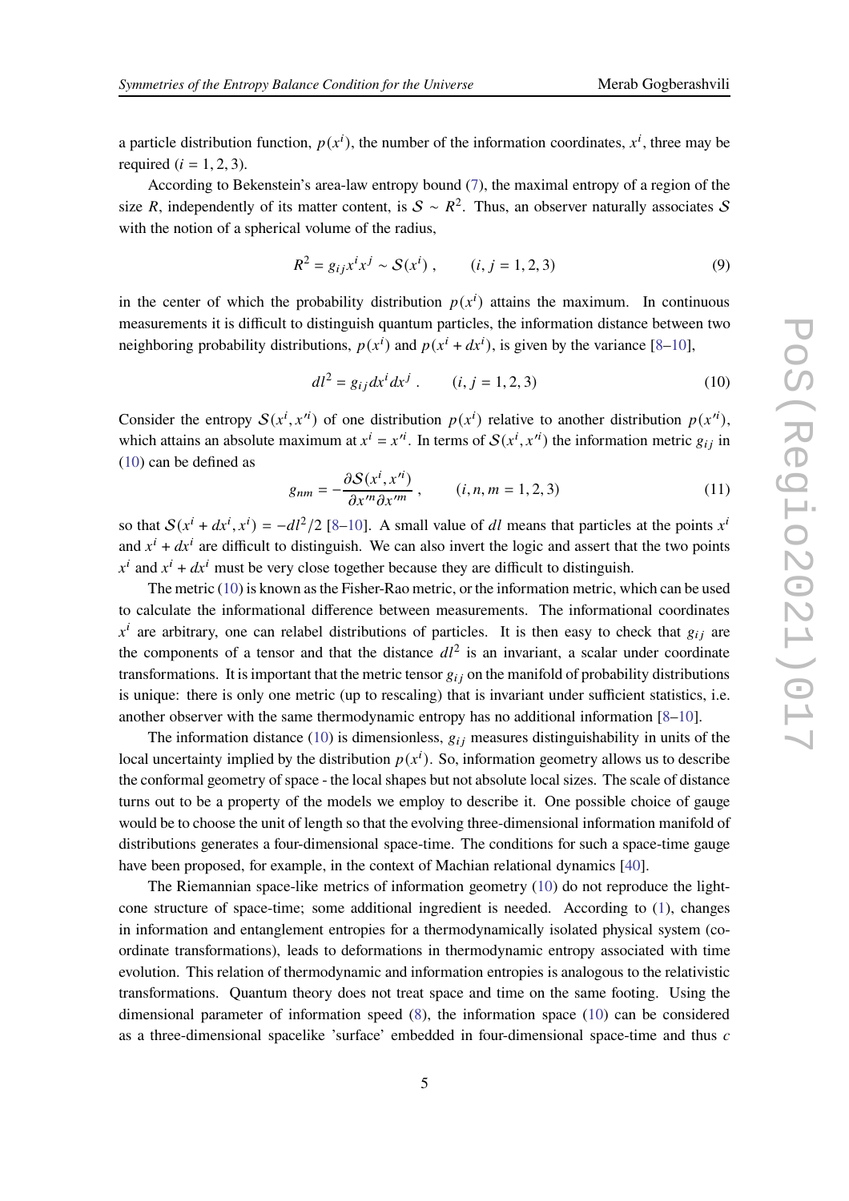a particle distribution function, $p(x^i)$, the number of the information coordinates, $x^i$, three may be required ($i = 1, 2, 3$).

According to Bekenstein's area-law entropy bound (7), the maximal entropy of a region of the size $R$, independently of its matter content, is $\mathcal{S} \sim R^2$. Thus, an observer naturally associates $\mathcal{S}$ with the notion of a spherical volume of the radius,

$$R^2 = g_{ij}x^i x^j \sim \mathcal{S}(x^i) , \qquad (i, j = 1, 2, 3) \tag{9}$$

in the center of which the probability distribution $p(x^i)$ attains the maximum. In continuous measurements it is difficult to distinguish quantum particles, the information distance between two neighboring probability distributions, $p(x^i)$ and $p(x^i + dx^i)$, is given by the variance [8–10],

$$dl^2 = g_{ij}dx^i dx^j . \qquad (i, j = 1, 2, 3) \tag{10}$$

Consider the entropy $\mathcal{S}(x^i, x'^i)$ of one distribution $p(x^i)$ relative to another distribution $p(x'^i)$, which attains an absolute maximum at $x^i = x'^i$. In terms of $\mathcal{S}(x^i, x'^i)$ the information metric $g_{ij}$ in (10) can be defined as

$$g_{nm} = -\frac{\partial \mathcal{S}(x^i, x'^i)}{\partial x'^n \partial x'^m} , \qquad (i, n, m = 1, 2, 3) \tag{11}$$

so that $\mathcal{S}(x^i + dx^i, x^i) = -dl^2/2$ [8–10]. A small value of $dl$ means that particles at the points $x^i$ and $x^i + dx^i$ are difficult to distinguish. We can also invert the logic and assert that the two points $x^i$ and $x^i + dx^i$ must be very close together because they are difficult to distinguish.

The metric (10) is known as the Fisher-Rao metric, or the information metric, which can be used to calculate the informational difference between measurements. The informational coordinates $x^i$ are arbitrary, one can relabel distributions of particles. It is then easy to check that $g_{ij}$ are the components of a tensor and that the distance $dl^2$ is an invariant, a scalar under coordinate transformations. It is important that the metric tensor $g_{ij}$ on the manifold of probability distributions is unique: there is only one metric (up to rescaling) that is invariant under sufficient statistics, i.e. another observer with the same thermodynamic entropy has no additional information [8–10].

The information distance (10) is dimensionless, $g_{ij}$ measures distinguishability in units of the local uncertainty implied by the distribution $p(x^i)$. So, information geometry allows us to describe the conformal geometry of space - the local shapes but not absolute local sizes. The scale of distance turns out to be a property of the models we employ to describe it. One possible choice of gauge would be to choose the unit of length so that the evolving three-dimensional information manifold of distributions generates a four-dimensional space-time. The conditions for such a space-time gauge have been proposed, for example, in the context of Machian relational dynamics [40].

The Riemannian space-like metrics of information geometry (10) do not reproduce the light-cone structure of space-time; some additional ingredient is needed. According to (1), changes in information and entanglement entropies for a thermodynamically isolated physical system (coordinate transformations), leads to deformations in thermodynamic entropy associated with time evolution. This relation of thermodynamic and information entropies is analogous to the relativistic transformations. Quantum theory does not treat space and time on the same footing. Using the dimensional parameter of information speed (8), the information space (10) can be considered as a three-dimensional spacelike 'surface' embedded in four-dimensional space-time and thus $c$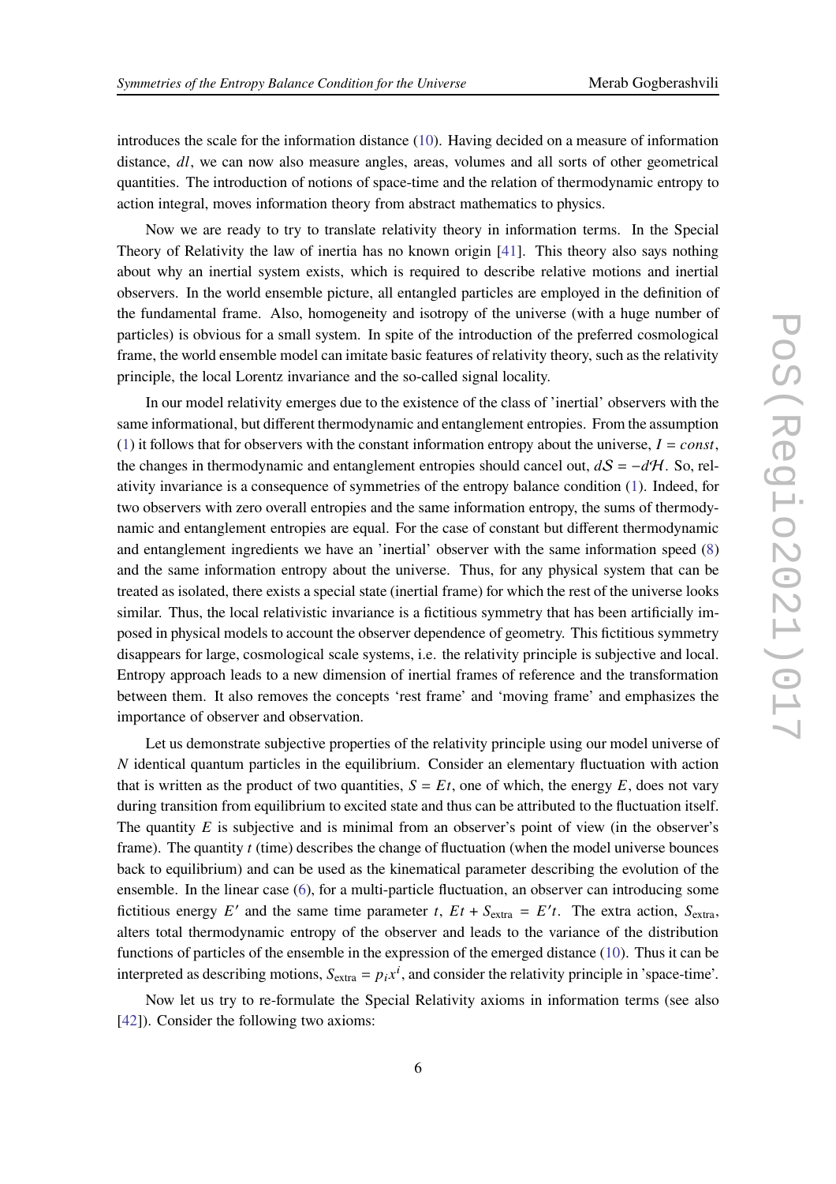introduces the scale for the information distance (10). Having decided on a measure of information distance, $dl$, we can now also measure angles, areas, volumes and all sorts of other geometrical quantities. The introduction of notions of space-time and the relation of thermodynamic entropy to action integral, moves information theory from abstract mathematics to physics.

Now we are ready to try to translate relativity theory in information terms. In the Special Theory of Relativity the law of inertia has no known origin [41]. This theory also says nothing about why an inertial system exists, which is required to describe relative motions and inertial observers. In the world ensemble picture, all entangled particles are employed in the definition of the fundamental frame. Also, homogeneity and isotropy of the universe (with a huge number of particles) is obvious for a small system. In spite of the introduction of the preferred cosmological frame, the world ensemble model can imitate basic features of relativity theory, such as the relativity principle, the local Lorentz invariance and the so-called signal locality.

In our model relativity emerges due to the existence of the class of 'inertial' observers with the same informational, but different thermodynamic and entanglement entropies. From the assumption (1) it follows that for observers with the constant information entropy about the universe, $I = const$, the changes in thermodynamic and entanglement entropies should cancel out, $d\mathcal{S} = -d\mathcal{H}$. So, relativity invariance is a consequence of symmetries of the entropy balance condition (1). Indeed, for two observers with zero overall entropies and the same information entropy, the sums of thermodynamic and entanglement entropies are equal. For the case of constant but different thermodynamic and entanglement ingredients we have an 'inertial' observer with the same information speed (8) and the same information entropy about the universe. Thus, for any physical system that can be treated as isolated, there exists a special state (inertial frame) for which the rest of the universe looks similar. Thus, the local relativistic invariance is a fictitious symmetry that has been artificially imposed in physical models to account the observer dependence of geometry. This fictitious symmetry disappears for large, cosmological scale systems, i.e. the relativity principle is subjective and local. Entropy approach leads to a new dimension of inertial frames of reference and the transformation between them. It also removes the concepts 'rest frame' and 'moving frame' and emphasizes the importance of observer and observation.

Let us demonstrate subjective properties of the relativity principle using our model universe of $N$ identical quantum particles in the equilibrium. Consider an elementary fluctuation with action that is written as the product of two quantities, $S = Et$, one of which, the energy $E$, does not vary during transition from equilibrium to excited state and thus can be attributed to the fluctuation itself. The quantity $E$ is subjective and is minimal from an observer's point of view (in the observer's frame). The quantity $t$ (time) describes the change of fluctuation (when the model universe bounces back to equilibrium) and can be used as the kinematical parameter describing the evolution of the ensemble. In the linear case (6), for a multi-particle fluctuation, an observer can introducing some fictitious energy $E'$ and the same time parameter $t$, $Et + S_{\text{extra}} = E't$. The extra action, $S_{\text{extra}}$, alters total thermodynamic entropy of the observer and leads to the variance of the distribution functions of particles of the ensemble in the expression of the emerged distance (10). Thus it can be interpreted as describing motions, $S_{\text{extra}} = p_i x^i$, and consider the relativity principle in 'space-time'.

Now let us try to re-formulate the Special Relativity axioms in information terms (see also [42]). Consider the following two axioms: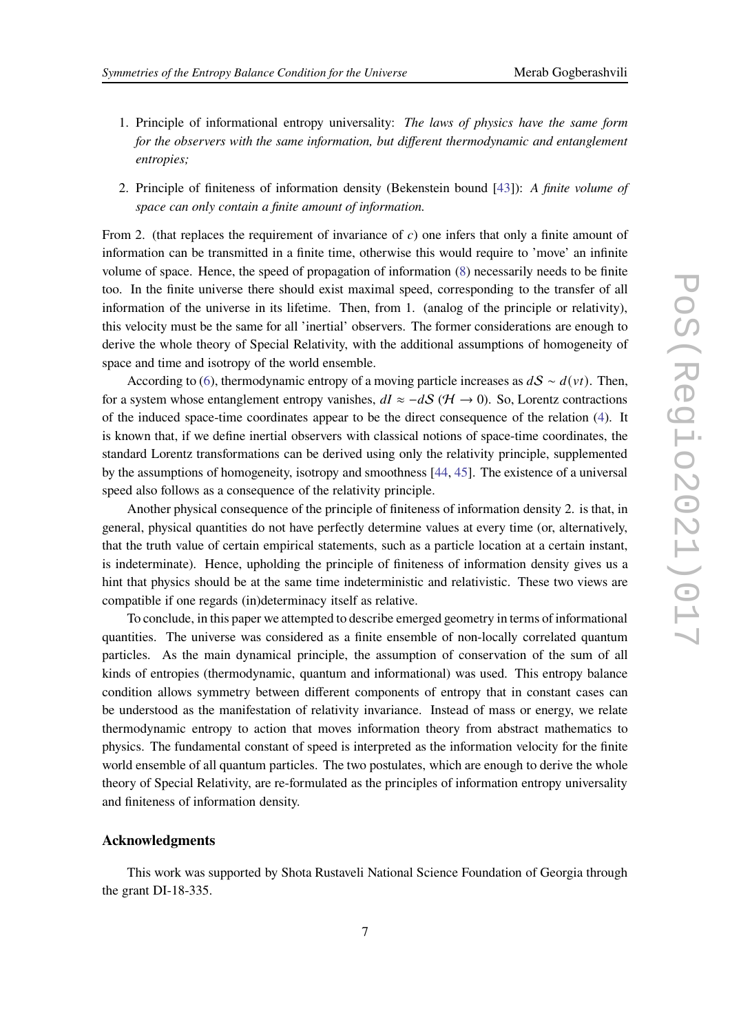1. Principle of informational entropy universality: *The laws of physics have the same form for the observers with the same information, but different thermodynamic and entanglement entropies;*

2. Principle of finiteness of information density (Bekenstein bound [43]): *A finite volume of space can only contain a finite amount of information.*

From 2. (that replaces the requirement of invariance of $c$) one infers that only a finite amount of information can be transmitted in a finite time, otherwise this would require to 'move' an infinite volume of space. Hence, the speed of propagation of information (8) necessarily needs to be finite too. In the finite universe there should exist maximal speed, corresponding to the transfer of all information of the universe in its lifetime. Then, from 1. (analog of the principle or relativity), this velocity must be the same for all 'inertial' observers. The former considerations are enough to derive the whole theory of Special Relativity, with the additional assumptions of homogeneity of space and time and isotropy of the world ensemble.

According to (6), thermodynamic entropy of a moving particle increases as $d\mathcal{S} \sim d(vt)$. Then, for a system whose entanglement entropy vanishes, $dI \approx -d\mathcal{S}$ ($\mathcal{H} \to 0$). So, Lorentz contractions of the induced space-time coordinates appear to be the direct consequence of the relation (4). It is known that, if we define inertial observers with classical notions of space-time coordinates, the standard Lorentz transformations can be derived using only the relativity principle, supplemented by the assumptions of homogeneity, isotropy and smoothness [44, 45]. The existence of a universal speed also follows as a consequence of the relativity principle.

Another physical consequence of the principle of finiteness of information density 2. is that, in general, physical quantities do not have perfectly determine values at every time (or, alternatively, that the truth value of certain empirical statements, such as a particle location at a certain instant, is indeterminate). Hence, upholding the principle of finiteness of information density gives us a hint that physics should be at the same time indeterministic and relativistic. These two views are compatible if one regards (in)determinacy itself as relative.

To conclude, in this paper we attempted to describe emerged geometry in terms of informational quantities. The universe was considered as a finite ensemble of non-locally correlated quantum particles. As the main dynamical principle, the assumption of conservation of the sum of all kinds of entropies (thermodynamic, quantum and informational) was used. This entropy balance condition allows symmetry between different components of entropy that in constant cases can be understood as the manifestation of relativity invariance. Instead of mass or energy, we relate thermodynamic entropy to action that moves information theory from abstract mathematics to physics. The fundamental constant of speed is interpreted as the information velocity for the finite world ensemble of all quantum particles. The two postulates, which are enough to derive the whole theory of Special Relativity, are re-formulated as the principles of information entropy universality and finiteness of information density.

## Acknowledgments

This work was supported by Shota Rustaveli National Science Foundation of Georgia through the grant DI-18-335.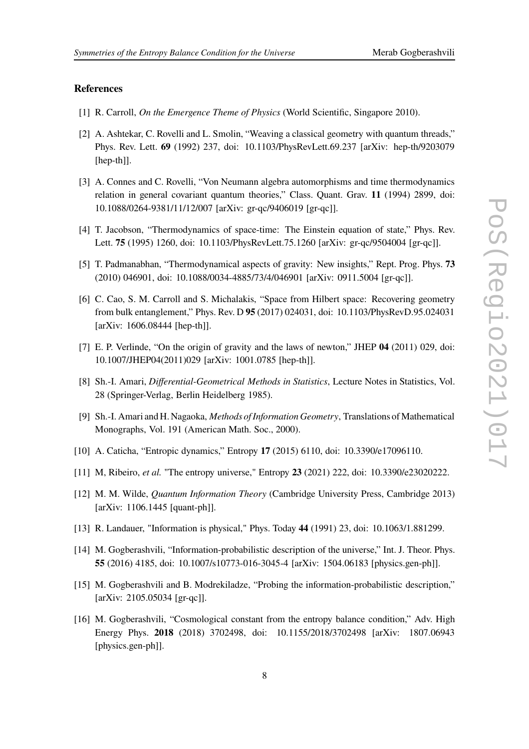## References

[1] R. Carroll, *On the Emergence Theme of Physics* (World Scientific, Singapore 2010).

[2] A. Ashtekar, C. Rovelli and L. Smolin, "Weaving a classical geometry with quantum threads," Phys. Rev. Lett. **69** (1992) 237, doi: 10.1103/PhysRevLett.69.237 [arXiv: hep-th/9203079 [hep-th]].

[3] A. Connes and C. Rovelli, "Von Neumann algebra automorphisms and time thermodynamics relation in general covariant quantum theories," Class. Quant. Grav. **11** (1994) 2899, doi: 10.1088/0264-9381/11/12/007 [arXiv: gr-qc/9406019 [gr-qc]].

[4] T. Jacobson, "Thermodynamics of space-time: The Einstein equation of state," Phys. Rev. Lett. **75** (1995) 1260, doi: 10.1103/PhysRevLett.75.1260 [arXiv: gr-qc/9504004 [gr-qc]].

[5] T. Padmanabhan, "Thermodynamical aspects of gravity: New insights," Rept. Prog. Phys. **73** (2010) 046901, doi: 10.1088/0034-4885/73/4/046901 [arXiv: 0911.5004 [gr-qc]].

[6] C. Cao, S. M. Carroll and S. Michalakis, "Space from Hilbert space: Recovering geometry from bulk entanglement," Phys. Rev. D **95** (2017) 024031, doi: 10.1103/PhysRevD.95.024031 [arXiv: 1606.08444 [hep-th]].

[7] E. P. Verlinde, "On the origin of gravity and the laws of newton," JHEP **04** (2011) 029, doi: 10.1007/JHEP04(2011)029 [arXiv: 1001.0785 [hep-th]].

[8] Sh.-I. Amari, *Differential-Geometrical Methods in Statistics*, Lecture Notes in Statistics, Vol. 28 (Springer-Verlag, Berlin Heidelberg 1985).

[9] Sh.-I. Amari and H. Nagaoka, *Methods of Information Geometry*, Translations of Mathematical Monographs, Vol. 191 (American Math. Soc., 2000).

[10] A. Caticha, "Entropic dynamics," Entropy **17** (2015) 6110, doi: 10.3390/e17096110.

[11] M, Ribeiro, *et al.* "The entropy universe," Entropy **23** (2021) 222, doi: 10.3390/e23020222.

[12] M. M. Wilde, *Quantum Information Theory* (Cambridge University Press, Cambridge 2013) [arXiv: 1106.1445 [quant-ph]].

[13] R. Landauer, "Information is physical," Phys. Today **44** (1991) 23, doi: 10.1063/1.881299.

[14] M. Gogberashvili, "Information-probabilistic description of the universe," Int. J. Theor. Phys. **55** (2016) 4185, doi: 10.1007/s10773-016-3045-4 [arXiv: 1504.06183 [physics.gen-ph]].

[15] M. Gogberashvili and B. Modrekiladze, "Probing the information-probabilistic description," [arXiv: 2105.05034 [gr-qc]].

[16] M. Gogberashvili, "Cosmological constant from the entropy balance condition," Adv. High Energy Phys. **2018** (2018) 3702498, doi: 10.1155/2018/3702498 [arXiv: 1807.06943 [physics.gen-ph]].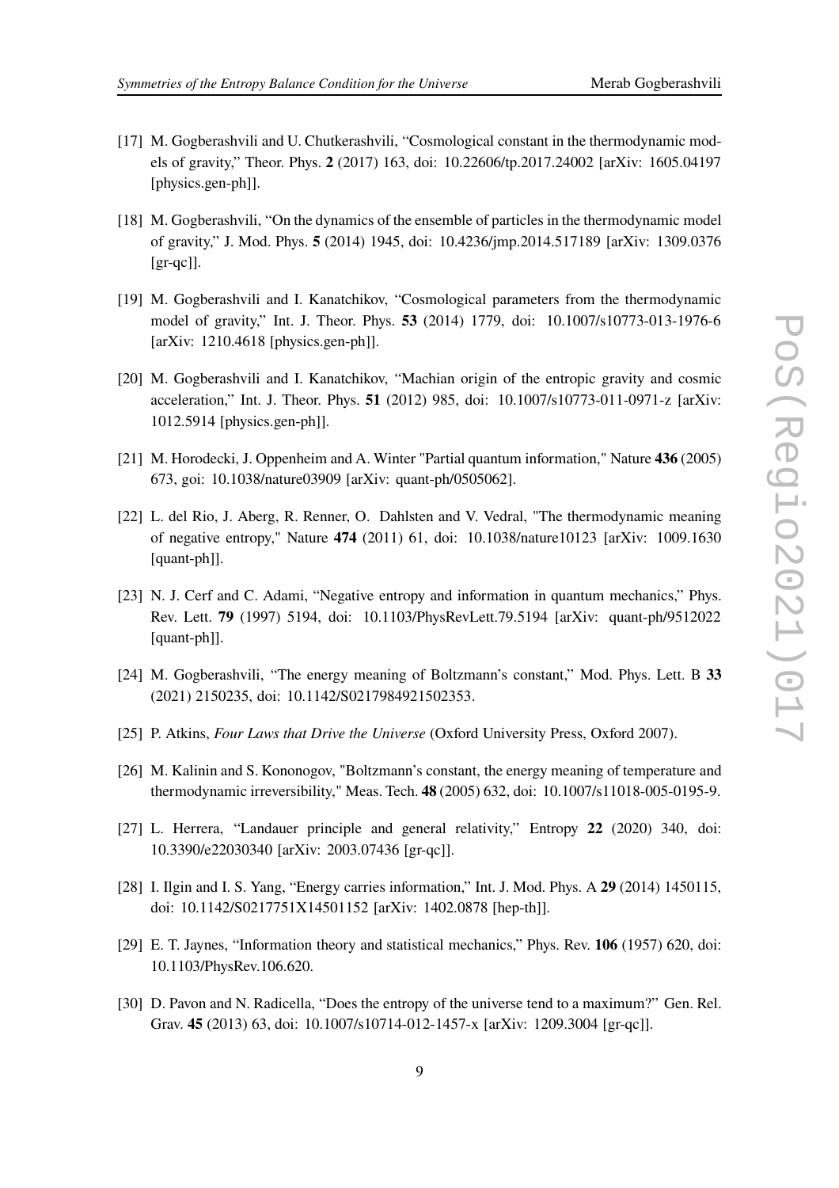[17] M. Gogberashvili and U. Chutkerashvili, “Cosmological constant in the thermodynamic models of gravity,” Theor. Phys. **2** (2017) 163, doi: 10.22606/tp.2017.24002 [arXiv: 1605.04197 [physics.gen-ph]].

[18] M. Gogberashvili, “On the dynamics of the ensemble of particles in the thermodynamic model of gravity,” J. Mod. Phys. **5** (2014) 1945, doi: 10.4236/jmp.2014.517189 [arXiv: 1309.0376 [gr-qc]].

[19] M. Gogberashvili and I. Kanatchikov, “Cosmological parameters from the thermodynamic model of gravity,” Int. J. Theor. Phys. **53** (2014) 1779, doi: 10.1007/s10773-013-1976-6 [arXiv: 1210.4618 [physics.gen-ph]].

[20] M. Gogberashvili and I. Kanatchikov, “Machian origin of the entropic gravity and cosmic acceleration,” Int. J. Theor. Phys. **51** (2012) 985, doi: 10.1007/s10773-011-0971-z [arXiv: 1012.5914 [physics.gen-ph]].

[21] M. Horodecki, J. Oppenheim and A. Winter "Partial quantum information," Nature **436** (2005) 673, goi: 10.1038/nature03909 [arXiv: quant-ph/0505062].

[22] L. del Rio, J. Aberg, R. Renner, O. Dahlsten and V. Vedral, "The thermodynamic meaning of negative entropy," Nature **474** (2011) 61, doi: 10.1038/nature10123 [arXiv: 1009.1630 [quant-ph]].

[23] N. J. Cerf and C. Adami, “Negative entropy and information in quantum mechanics,” Phys. Rev. Lett. **79** (1997) 5194, doi: 10.1103/PhysRevLett.79.5194 [arXiv: quant-ph/9512022 [quant-ph]].

[24] M. Gogberashvili, “The energy meaning of Boltzmann’s constant,” Mod. Phys. Lett. B **33** (2021) 2150235, doi: 10.1142/S0217984921502353.

[25] P. Atkins, *Four Laws that Drive the Universe* (Oxford University Press, Oxford 2007).

[26] M. Kalinin and S. Kononogov, "Boltzmann’s constant, the energy meaning of temperature and thermodynamic irreversibility," Meas. Tech. **48** (2005) 632, doi: 10.1007/s11018-005-0195-9.

[27] L. Herrera, “Landauer principle and general relativity,” Entropy **22** (2020) 340, doi: 10.3390/e22030340 [arXiv: 2003.07436 [gr-qc]].

[28] I. Ilgin and I. S. Yang, “Energy carries information,” Int. J. Mod. Phys. A **29** (2014) 1450115, doi: 10.1142/S0217751X14501152 [arXiv: 1402.0878 [hep-th]].

[29] E. T. Jaynes, “Information theory and statistical mechanics,” Phys. Rev. **106** (1957) 620, doi: 10.1103/PhysRev.106.620.

[30] D. Pavon and N. Radicella, “Does the entropy of the universe tend to a maximum?” Gen. Rel. Grav. **45** (2013) 63, doi: 10.1007/s10714-012-1457-x [arXiv: 1209.3004 [gr-qc]].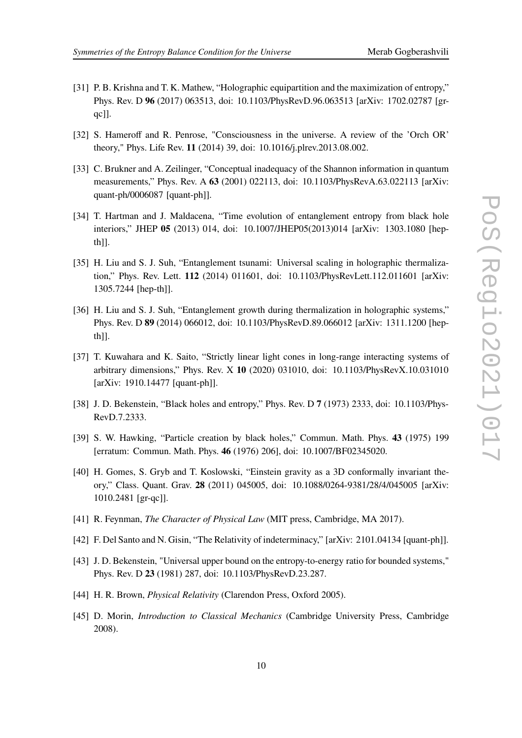[31] P. B. Krishna and T. K. Mathew, “Holographic equipartition and the maximization of entropy,” Phys. Rev. D **96** (2017) 063513, doi: 10.1103/PhysRevD.96.063513 [arXiv: 1702.02787 [gr-qc]].

[32] S. Hameroff and R. Penrose, "Consciousness in the universe. A review of the ’Orch OR’ theory," Phys. Life Rev. **11** (2014) 39, doi: 10.1016/j.plrev.2013.08.002.

[33] C. Brukner and A. Zeilinger, “Conceptual inadequacy of the Shannon information in quantum measurements,” Phys. Rev. A **63** (2001) 022113, doi: 10.1103/PhysRevA.63.022113 [arXiv: quant-ph/0006087 [quant-ph]].

[34] T. Hartman and J. Maldacena, “Time evolution of entanglement entropy from black hole interiors,” JHEP **05** (2013) 014, doi: 10.1007/JHEP05(2013)014 [arXiv: 1303.1080 [hep-th]].

[35] H. Liu and S. J. Suh, “Entanglement tsunami: Universal scaling in holographic thermalization,” Phys. Rev. Lett. **112** (2014) 011601, doi: 10.1103/PhysRevLett.112.011601 [arXiv: 1305.7244 [hep-th]].

[36] H. Liu and S. J. Suh, “Entanglement growth during thermalization in holographic systems,” Phys. Rev. D **89** (2014) 066012, doi: 10.1103/PhysRevD.89.066012 [arXiv: 1311.1200 [hep-th]].

[37] T. Kuwahara and K. Saito, “Strictly linear light cones in long-range interacting systems of arbitrary dimensions,” Phys. Rev. X **10** (2020) 031010, doi: 10.1103/PhysRevX.10.031010 [arXiv: 1910.14477 [quant-ph]].

[38] J. D. Bekenstein, “Black holes and entropy,” Phys. Rev. D **7** (1973) 2333, doi: 10.1103/PhysRevD.7.2333.

[39] S. W. Hawking, “Particle creation by black holes,” Commun. Math. Phys. **43** (1975) 199 [erratum: Commun. Math. Phys. **46** (1976) 206], doi: 10.1007/BF02345020.

[40] H. Gomes, S. Gryb and T. Koslowski, “Einstein gravity as a 3D conformally invariant theory,” Class. Quant. Grav. **28** (2011) 045005, doi: 10.1088/0264-9381/28/4/045005 [arXiv: 1010.2481 [gr-qc]].

[41] R. Feynman, *The Character of Physical Law* (MIT press, Cambridge, MA 2017).

[42] F. Del Santo and N. Gisin, “The Relativity of indeterminacy,” [arXiv: 2101.04134 [quant-ph]].

[43] J. D. Bekenstein, "Universal upper bound on the entropy-to-energy ratio for bounded systems," Phys. Rev. D **23** (1981) 287, doi: 10.1103/PhysRevD.23.287.

[44] H. R. Brown, *Physical Relativity* (Clarendon Press, Oxford 2005).

[45] D. Morin, *Introduction to Classical Mechanics* (Cambridge University Press, Cambridge 2008).